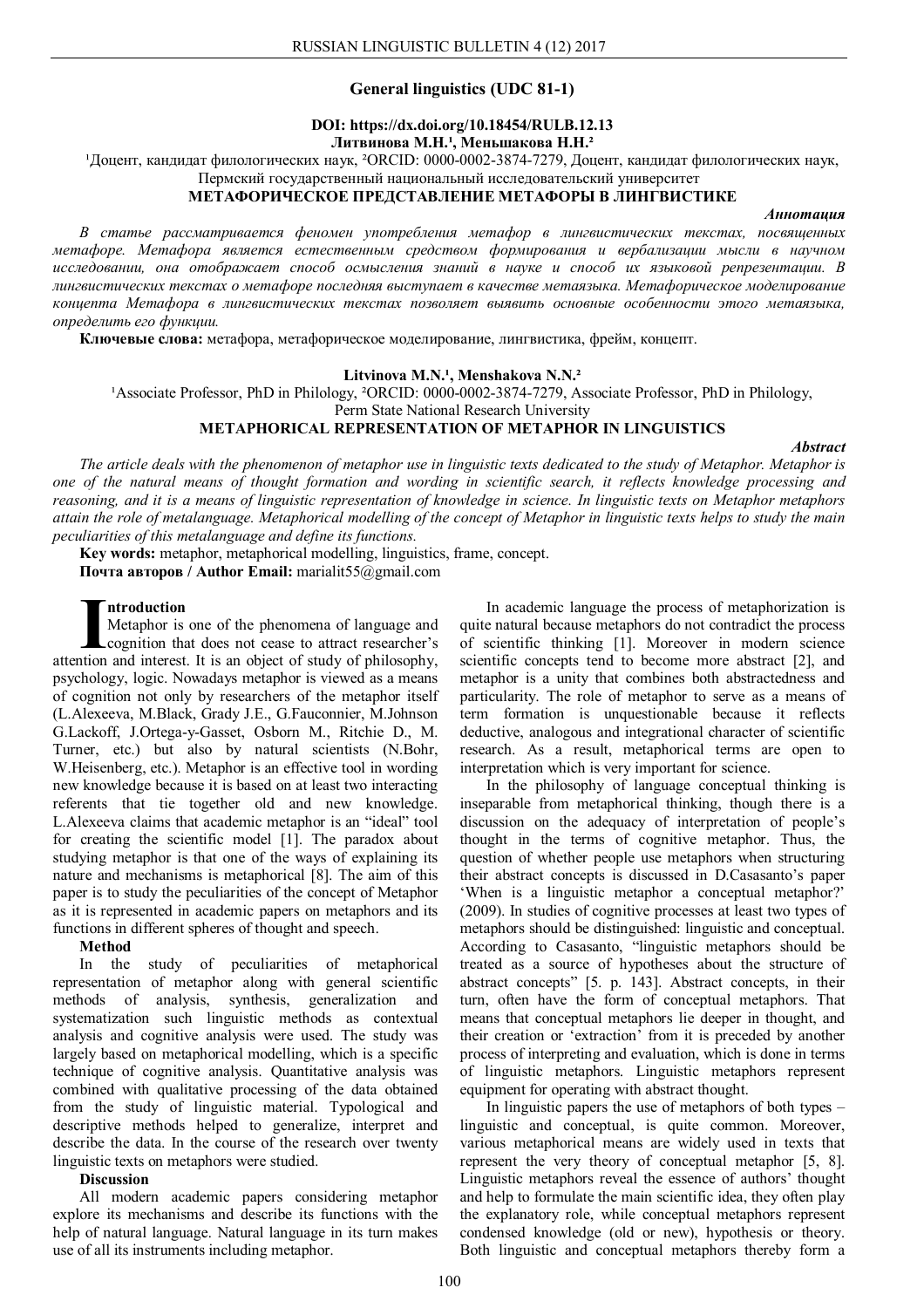## General linguistics (UDC 81-1)

**DOI: https://dx.doi.org/10.18454/RULB.12.13**

**Литвинова М.Н.[1], Меньшакова Н.Н.[2]**

[1]Доцент, кандидат филологических наук, [2]ORCID: 0000-0002-3874-7279, Доцент, кандидат филологических наук, Пермский государственный национальный исследовательский университет

# МЕТАФОРИЧЕСКОЕ ПРЕДСТАВЛЕНИЕ МЕТАФОРЫ В ЛИНГВИСТИКЕ

***Аннотация***

*В статье рассматривается феномен употребления метафор в лингвистических текстах, посвященных метафоре. Метафора является естественным средством формирования и вербализации мысли в научном исследовании, она отображает способ осмысления знаний в науке и способ их языковой репрезентации. В лингвистических текстах о метафоре последняя выступает в качестве метаязыка. Метафорическое моделирование концепта Метафора в лингвистических текстах позволяет выявить основные особенности этого метаязыка, определить его функции.*

**Ключевые слова:** метафора, метафорическое моделирование, лингвистика, фрейм, концепт.

**Litvinova M.N.[1], Menshakova N.N.[2]**

[1]Associate Professor, PhD in Philology, [2]ORCID: 0000-0002-3874-7279, Associate Professor, PhD in Philology, Perm State National Research University

# METAPHORICAL REPRESENTATION OF METAPHOR IN LINGUISTICS

***Abstract***

*The article deals with the phenomenon of metaphor use in linguistic texts dedicated to the study of Metaphor. Metaphor is one of the natural means of thought formation and wording in scientific search, it reflects knowledge processing and reasoning, and it is a means of linguistic representation of knowledge in science. In linguistic texts on Metaphor metaphors attain the role of metalanguage. Metaphorical modelling of the concept of Metaphor in linguistic texts helps to study the main peculiarities of this metalanguage and define its functions.*

**Key words:** metaphor, metaphorical modelling, linguistics, frame, concept.

**Почта авторов / Author Email:** marialit55@gmail.com

**Introduction**

Metaphor is one of the phenomena of language and cognition that does not cease to attract researcher's attention and interest. It is an object of study of philosophy, psychology, logic. Nowadays metaphor is viewed as a means of cognition not only by researchers of the metaphor itself (L.Alexeeva, M.Black, Grady J.E., G.Fauconnier, M.Johnson G.Lackoff, J.Ortega-y-Gasset, Osborn M., Ritchie D., M. Turner, etc.) but also by natural scientists (N.Bohr, W.Heisenberg, etc.). Metaphor is an effective tool in wording new knowledge because it is based on at least two interacting referents that tie together old and new knowledge. L.Alexeeva claims that academic metaphor is an "ideal" tool for creating the scientific model [1]. The paradox about studying metaphor is that one of the ways of explaining its nature and mechanisms is metaphorical [8]. The aim of this paper is to study the peculiarities of the concept of Metaphor as it is represented in academic papers on metaphors and its functions in different spheres of thought and speech.

**Method**

In the study of peculiarities of metaphorical representation of metaphor along with general scientific methods of analysis, synthesis, generalization and systematization such linguistic methods as contextual analysis and cognitive analysis were used. The study was largely based on metaphorical modelling, which is a specific technique of cognitive analysis. Quantitative analysis was combined with qualitative processing of the data obtained from the study of linguistic material. Typological and descriptive methods helped to generalize, interpret and describe the data. In the course of the research over twenty linguistic texts on metaphors were studied.

**Discussion**

All modern academic papers considering metaphor explore its mechanisms and describe its functions with the help of natural language. Natural language in its turn makes use of all its instruments including metaphor.

In academic language the process of metaphorization is quite natural because metaphors do not contradict the process of scientific thinking [1]. Moreover in modern science scientific concepts tend to become more abstract [2], and metaphor is a unity that combines both abstractedness and particularity. The role of metaphor to serve as a means of term formation is unquestionable because it reflects deductive, analogous and integrational character of scientific research. As a result, metaphorical terms are open to interpretation which is very important for science.

In the philosophy of language conceptual thinking is inseparable from metaphorical thinking, though there is a discussion on the adequacy of interpretation of people's thought in the terms of cognitive metaphor. Thus, the question of whether people use metaphors when structuring their abstract concepts is discussed in D.Casasanto's paper 'When is a linguistic metaphor a conceptual metaphor?' (2009). In studies of cognitive processes at least two types of metaphors should be distinguished: linguistic and conceptual. According to Casasanto, "linguistic metaphors should be treated as a source of hypotheses about the structure of abstract concepts" [5. p. 143]. Abstract concepts, in their turn, often have the form of conceptual metaphors. That means that conceptual metaphors lie deeper in thought, and their creation or 'extraction' from it is preceded by another process of interpreting and evaluation, which is done in terms of linguistic metaphors. Linguistic metaphors represent equipment for operating with abstract thought.

In linguistic papers the use of metaphors of both types – linguistic and conceptual, is quite common. Moreover, various metaphorical means are widely used in texts that represent the very theory of conceptual metaphor [5, 8]. Linguistic metaphors reveal the essence of authors' thought and help to formulate the main scientific idea, they often play the explanatory role, while conceptual metaphors represent condensed knowledge (old or new), hypothesis or theory. Both linguistic and conceptual metaphors thereby form a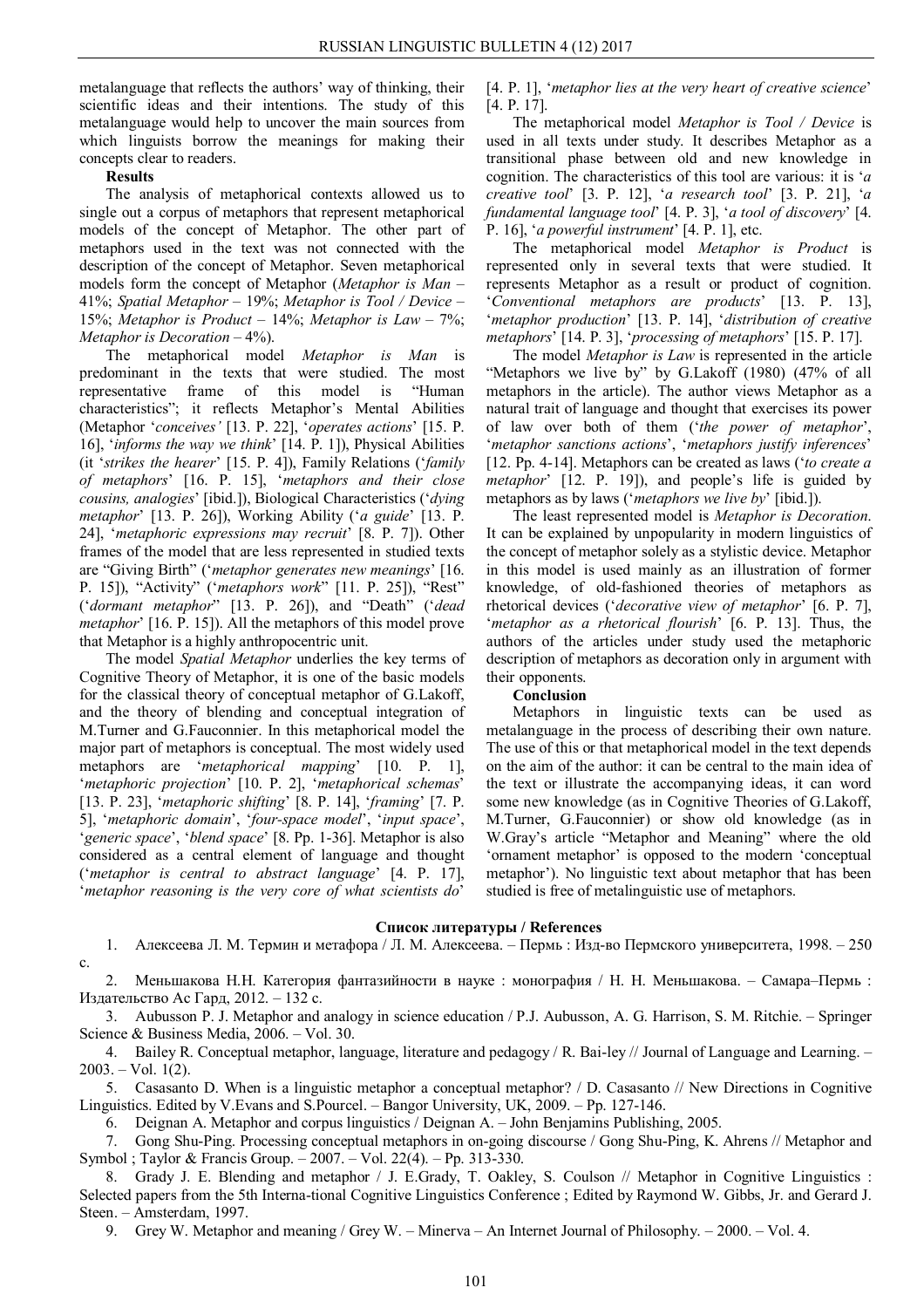metalanguage that reflects the authors' way of thinking, their scientific ideas and their intentions. The study of this metalanguage would help to uncover the main sources from which linguists borrow the meanings for making their concepts clear to readers.

**Results**

The analysis of metaphorical contexts allowed us to single out a corpus of metaphors that represent metaphorical models of the concept of Metaphor. The other part of metaphors used in the text was not connected with the description of the concept of Metaphor. Seven metaphorical models form the concept of Metaphor (*Metaphor is Man* – 41%; *Spatial Metaphor* – 19%; *Metaphor is Tool / Device* – 15%; *Metaphor is Product* – 14%; *Metaphor is Law* – 7%; *Metaphor is Decoration* – 4%).

The metaphorical model *Metaphor is Man* is predominant in the texts that were studied. The most representative frame of this model is "Human characteristics"; it reflects Metaphor's Mental Abilities (Metaphor '*conceives'* [13. P. 22], '*operates actions*' [15. P. 16], '*informs the way we think*' [14. P. 1]), Physical Abilities (it '*strikes the hearer*' [15. P. 4]), Family Relations ('*family of metaphors*' [16. P. 15], '*metaphors and their close cousins, analogies*' [ibid.]), Biological Characteristics ('*dying metaphor*' [13. P. 26]), Working Ability ('*a guide*' [13. P. 24], '*metaphoric expressions may recruit*' [8. P. 7]). Other frames of the model that are less represented in studied texts are "Giving Birth" ('*metaphor generates new meanings*' [16. P. 15]), "Activity" ('*metaphors work*" [11. P. 25]), "Rest" ('*dormant metaphor*" [13. P. 26]), and "Death" ('*dead metaphor*' [16. P. 15]). All the metaphors of this model prove that Metaphor is a highly anthropocentric unit.

The model *Spatial Metaphor* underlies the key terms of Cognitive Theory of Metaphor, it is one of the basic models for the classical theory of conceptual metaphor of G.Lakoff, and the theory of blending and conceptual integration of M.Turner and G.Fauconnier. In this metaphorical model the major part of metaphors is conceptual. The most widely used metaphors are '*metaphorical mapping*' [10. P. 1], '*metaphoric projection*' [10. P. 2], '*metaphorical schemas*' [13. P. 23], '*metaphoric shifting*' [8. P. 14], '*framing*' [7. P. 5], '*metaphoric domain*', '*four-space model*', '*input space*', '*generic space*', '*blend space*' [8. Pp. 1-36]. Metaphor is also considered as a central element of language and thought ('*metaphor is central to abstract language*' [4. P. 17], '*metaphor reasoning is the very core of what scientists do*' [4. P. 1], '*metaphor lies at the very heart of creative science*' [4. P. 17].

The metaphorical model *Metaphor is Tool / Device* is used in all texts under study. It describes Metaphor as a transitional phase between old and new knowledge in cognition. The characteristics of this tool are various: it is '*a creative tool*' [3. P. 12], '*a research tool*' [3. P. 21], '*a fundamental language tool*' [4. P. 3], '*a tool of discovery*' [4. P. 16], '*a powerful instrument*' [4. P. 1], etc.

The metaphorical model *Metaphor is Product* is represented only in several texts that were studied. It represents Metaphor as a result or product of cognition. '*Conventional metaphors are products*' [13. P. 13], '*metaphor production*' [13. P. 14], '*distribution of creative metaphors*' [14. P. 3], '*processing of metaphors*' [15. P. 17].

The model *Metaphor is Law* is represented in the article "Metaphors we live by" by G.Lakoff (1980) (47% of all metaphors in the article). The author views Metaphor as a natural trait of language and thought that exercises its power of law over both of them ('*the power of metaphor*', '*metaphor sanctions actions*', '*metaphors justify inferences*' [12. Pp. 4-14]. Metaphors can be created as laws ('*to create a metaphor*' [12. P. 19]), and people's life is guided by metaphors as by laws ('*metaphors we live by*' [ibid.]).

The least represented model is *Metaphor is Decoration*. It can be explained by unpopularity in modern linguistics of the concept of metaphor solely as a stylistic device. Metaphor in this model is used mainly as an illustration of former knowledge, of old-fashioned theories of metaphors as rhetorical devices ('*decorative view of metaphor*' [6. P. 7], '*metaphor as a rhetorical flourish*' [6. P. 13]. Thus, the authors of the articles under study used the metaphoric description of metaphors as decoration only in argument with their opponents.

**Conclusion**

Metaphors in linguistic texts can be used as metalanguage in the process of describing their own nature. The use of this or that metaphorical model in the text depends on the aim of the author: it can be central to the main idea of the text or illustrate the accompanying ideas, it can word some new knowledge (as in Cognitive Theories of G.Lakoff, M.Turner, G.Fauconnier) or show old knowledge (as in W.Gray's article "Metaphor and Meaning" where the old 'ornament metaphor' is opposed to the modern 'conceptual metaphor'). No linguistic text about metaphor that has been studied is free of metalinguistic use of metaphors.

**Список литературы / References**

1. Алексеева Л. М. Термин и метафора / Л. М. Алексеева. – Пермь : Изд-во Пермского университета, 1998. – 250 с.
2. Меньшакова Н.Н. Категория фантазийности в науке : монография / Н. Н. Меньшакова. – Самара–Пермь : Издательство Ас Гард, 2012. – 132 с.
3. Aubusson P. J. Metaphor and analogy in science education / P.J. Aubusson, A. G. Harrison, S. M. Ritchie. – Springer Science & Business Media, 2006. – Vol. 30.
4. Bailey R. Conceptual metaphor, language, literature and pedagogy / R. Bai-ley // Journal of Language and Learning. – 2003. – Vol. 1(2).
5. Casasanto D. When is a linguistic metaphor a conceptual metaphor? / D. Casasanto // New Directions in Cognitive Linguistics. Edited by V.Evans and S.Pourcel. – Bangor University, UK, 2009. – Pp. 127-146.
6. Deignan A. Metaphor and corpus linguistics / Deignan A. – John Benjamins Publishing, 2005.
7. Gong Shu-Ping. Processing conceptual metaphors in on-going discourse / Gong Shu-Ping, K. Ahrens // Metaphor and Symbol ; Taylor & Francis Group. – 2007. – Vol. 22(4). – Pp. 313-330.
8. Grady J. E. Blending and metaphor / J. E.Grady, T. Oakley, S. Coulson // Metaphor in Cognitive Linguistics : Selected papers from the 5th Interna-tional Cognitive Linguistics Conference ; Edited by Raymond W. Gibbs, Jr. and Gerard J. Steen. – Amsterdam, 1997.
9. Grey W. Metaphor and meaning / Grey W. – Minerva – An Internet Journal of Philosophy. – 2000. – Vol. 4.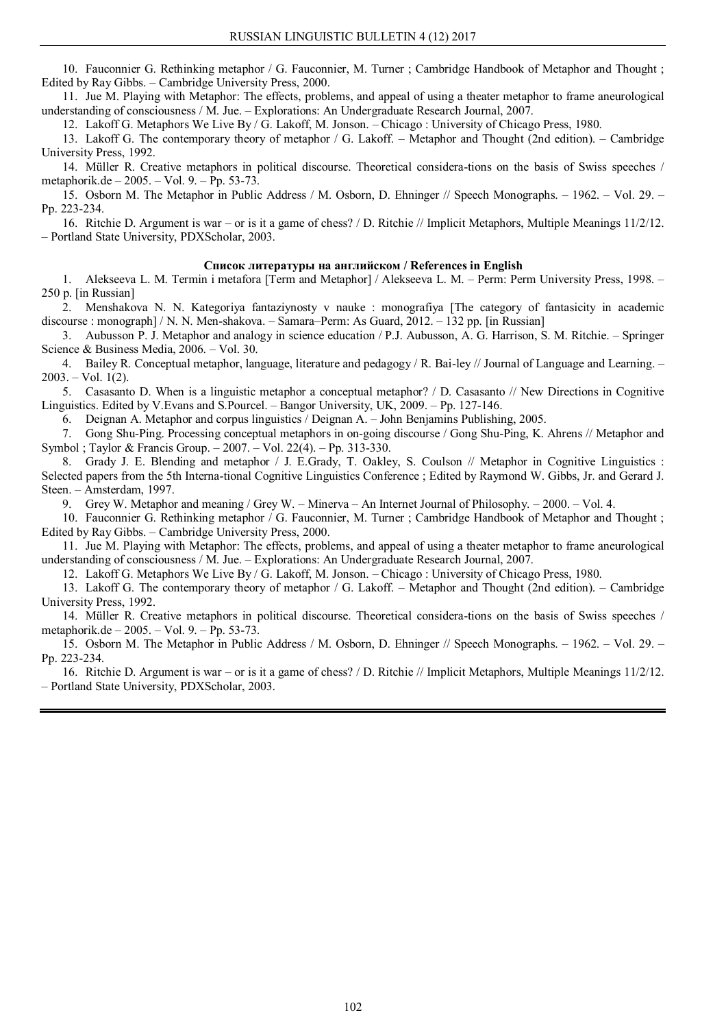10. Fauconnier G. Rethinking metaphor / G. Fauconnier, M. Turner ; Cambridge Handbook of Metaphor and Thought ; Edited by Ray Gibbs. – Cambridge University Press, 2000.

11. Jue M. Playing with Metaphor: The effects, problems, and appeal of using a theater metaphor to frame aneurological understanding of consciousness / M. Jue. – Explorations: An Undergraduate Research Journal, 2007.

12. Lakoff G. Metaphors We Live By / G. Lakoff, M. Jonson. – Chicago : University of Chicago Press, 1980.

13. Lakoff G. The contemporary theory of metaphor / G. Lakoff. – Metaphor and Thought (2nd edition). – Cambridge University Press, 1992.

14. Müller R. Creative metaphors in political discourse. Theoretical considera-tions on the basis of Swiss speeches / metaphorik.de – 2005. – Vol. 9. – Pp. 53-73.

15. Osborn M. The Metaphor in Public Address / M. Osborn, D. Ehninger // Speech Monographs. – 1962. – Vol. 29. – Pp. 223-234.

16. Ritchie D. Argument is war – or is it a game of chess? / D. Ritchie // Implicit Metaphors, Multiple Meanings 11/2/12. – Portland State University, PDXScholar, 2003.

**Список литературы на английском / References in English**

1. Alekseeva L. M. Termin i metafora [Term and Metaphor] / Alekseeva L. M. – Perm: Perm University Press, 1998. – 250 p. [in Russian]

2. Menshakova N. N. Kategoriya fantaziynosty v nauke : monografiya [The category of fantasicity in academic discourse : monograph] / N. N. Men-shakova. – Samara–Perm: As Guard, 2012. – 132 pp. [in Russian]

3. Aubusson P. J. Metaphor and analogy in science education / P.J. Aubusson, A. G. Harrison, S. M. Ritchie. – Springer Science & Business Media, 2006. – Vol. 30.

4. Bailey R. Conceptual metaphor, language, literature and pedagogy / R. Bai-ley // Journal of Language and Learning. – 2003. – Vol. 1(2).

5. Casasanto D. When is a linguistic metaphor a conceptual metaphor? / D. Casasanto // New Directions in Cognitive Linguistics. Edited by V.Evans and S.Pourcel. – Bangor University, UK, 2009. – Pp. 127-146.

6. Deignan A. Metaphor and corpus linguistics / Deignan A. – John Benjamins Publishing, 2005.

7. Gong Shu-Ping. Processing conceptual metaphors in on-going discourse / Gong Shu-Ping, K. Ahrens // Metaphor and Symbol ; Taylor & Francis Group. – 2007. – Vol. 22(4). – Pp. 313-330.

8. Grady J. E. Blending and metaphor / J. E.Grady, T. Oakley, S. Coulson // Metaphor in Cognitive Linguistics : Selected papers from the 5th Interna-tional Cognitive Linguistics Conference ; Edited by Raymond W. Gibbs, Jr. and Gerard J. Steen. – Amsterdam, 1997.

9. Grey W. Metaphor and meaning / Grey W. – Minerva – An Internet Journal of Philosophy. – 2000. – Vol. 4.

10. Fauconnier G. Rethinking metaphor / G. Fauconnier, M. Turner ; Cambridge Handbook of Metaphor and Thought ; Edited by Ray Gibbs. – Cambridge University Press, 2000.

11. Jue M. Playing with Metaphor: The effects, problems, and appeal of using a theater metaphor to frame aneurological understanding of consciousness / M. Jue. – Explorations: An Undergraduate Research Journal, 2007.

12. Lakoff G. Metaphors We Live By / G. Lakoff, M. Jonson. – Chicago : University of Chicago Press, 1980.

13. Lakoff G. The contemporary theory of metaphor / G. Lakoff. – Metaphor and Thought (2nd edition). – Cambridge University Press, 1992.

14. Müller R. Creative metaphors in political discourse. Theoretical considera-tions on the basis of Swiss speeches / metaphorik.de – 2005. – Vol. 9. – Pp. 53-73.

15. Osborn M. The Metaphor in Public Address / M. Osborn, D. Ehninger // Speech Monographs. – 1962. – Vol. 29. – Pp. 223-234.

16. Ritchie D. Argument is war – or is it a game of chess? / D. Ritchie // Implicit Metaphors, Multiple Meanings 11/2/12. – Portland State University, PDXScholar, 2003.